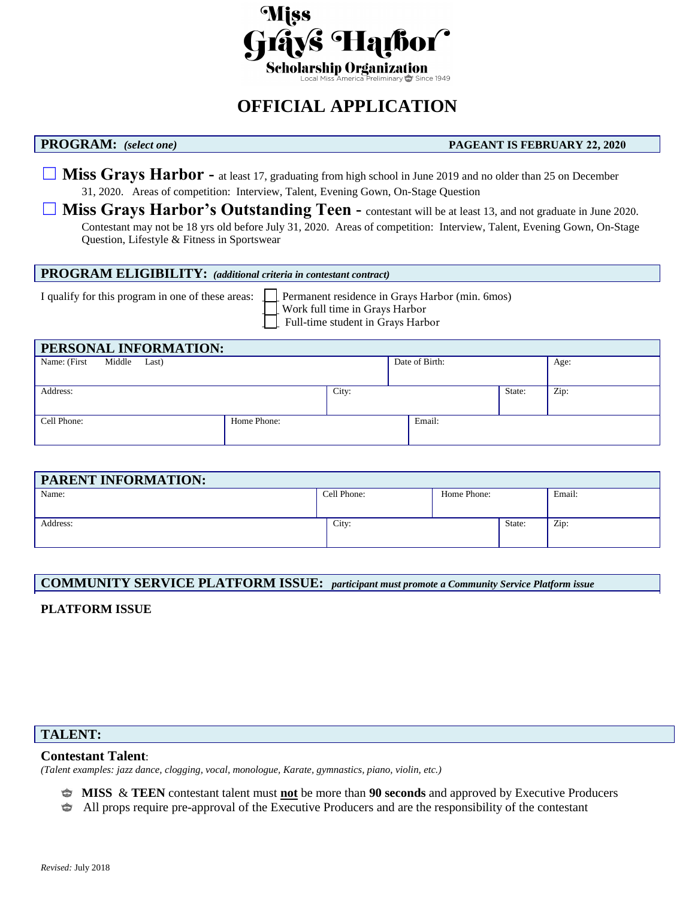Miss Grays Harbor

Scholarship Organization

Local Miss America Preliminary Since 1949

# OFFICIAL APPLICATION

**PROGRAM:** ***(select one)*** **PAGEANT IS FEBRUARY 22, 2020**

☐ **Miss Grays Harbor -** at least 17, graduating from high school in June 2019 and no older than 25 on December 31, 2020. Areas of competition: Interview, Talent, Evening Gown, On-Stage Question

☐ **Miss Grays Harbor's Outstanding Teen -** contestant will be at least 13, and not graduate in June 2020. Contestant may not be 18 yrs old before July 31, 2020. Areas of competition: Interview, Talent, Evening Gown, On-Stage Question, Lifestyle & Fitness in Sportswear

**PROGRAM ELIGIBILITY:** ***(additional criteria in contestant contract)***

I qualify for this program in one of these areas:

- ☐ Permanent residence in Grays Harbor (min. 6mos)
- ☐ Work full time in Grays Harbor
- ☐ Full-time student in Grays Harbor

**PERSONAL INFORMATION:**

| Name: (First Middle Last) | | Date of Birth: | | Age: |
|---|---|---|---|---|
| Address: | City: | | State: | Zip: |
| Cell Phone: | Home Phone: | Email: | | |

**PARENT INFORMATION:**

| Name: | Cell Phone: | Home Phone: | Email: |
|---|---|---|---|
| Address: | City: | State: | Zip: |

**COMMUNITY SERVICE PLATFORM ISSUE:** ***participant must promote a Community Service Platform issue***

**PLATFORM ISSUE**

**TALENT:**

**Contestant Talent**:

*(Talent examples: jazz dance, clogging, vocal, monologue, Karate, gymnastics, piano, violin, etc.)*

- **MISS** & **TEEN** contestant talent must **not** be more than **90 seconds** and approved by Executive Producers
- All props require pre-approval of the Executive Producers and are the responsibility of the contestant

*Revised:* July 2018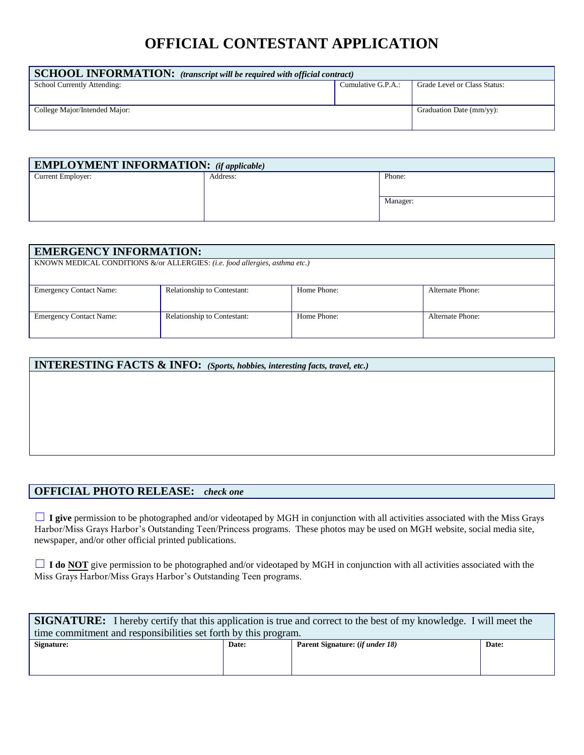# OFFICIAL CONTESTANT APPLICATION

| **SCHOOL INFORMATION:** ***(transcript will be required with official contract)*** | | |
|---|---|---|
| School Currently Attending: | Cumulative G.P.A.: | Grade Level or Class Status: |
| College Major/Intended Major: | | Graduation Date (mm/yy): |

| **EMPLOYMENT INFORMATION:** ***(if applicable)*** | | |
|---|---|---|
| Current Employer: | Address: | Phone: |
| | | Manager: |

| **EMERGENCY INFORMATION:** | | | |
|---|---|---|---|
| KNOWN MEDICAL CONDITIONS &/or ALLERGIES: *(i.e. food allergies, asthma etc.)* | | | |
| Emergency Contact Name: | Relationship to Contestant: | Home Phone: | Alternate Phone: |
| Emergency Contact Name: | Relationship to Contestant: | Home Phone: | Alternate Phone: |

| **INTERESTING FACTS & INFO:** ***(Sports, hobbies, interesting facts, travel, etc.)*** |
|---|
| |

## OFFICIAL PHOTO RELEASE: *check one*

☐ **I give** permission to be photographed and/or videotaped by MGH in conjunction with all activities associated with the Miss Grays Harbor/Miss Grays Harbor's Outstanding Teen/Princess programs. These photos may be used on MGH website, social media site, newspaper, and/or other official printed publications.

☐ **I do NOT** give permission to be photographed and/or videotaped by MGH in conjunction with all activities associated with the Miss Grays Harbor/Miss Grays Harbor's Outstanding Teen programs.

| **SIGNATURE:** I hereby certify that this application is true and correct to the best of my knowledge. I will meet the time commitment and responsibilities set forth by this program. | | | |
|---|---|---|---|
| **Signature:** | **Date:** | **Parent Signature: (*if under 18*)** | **Date:** |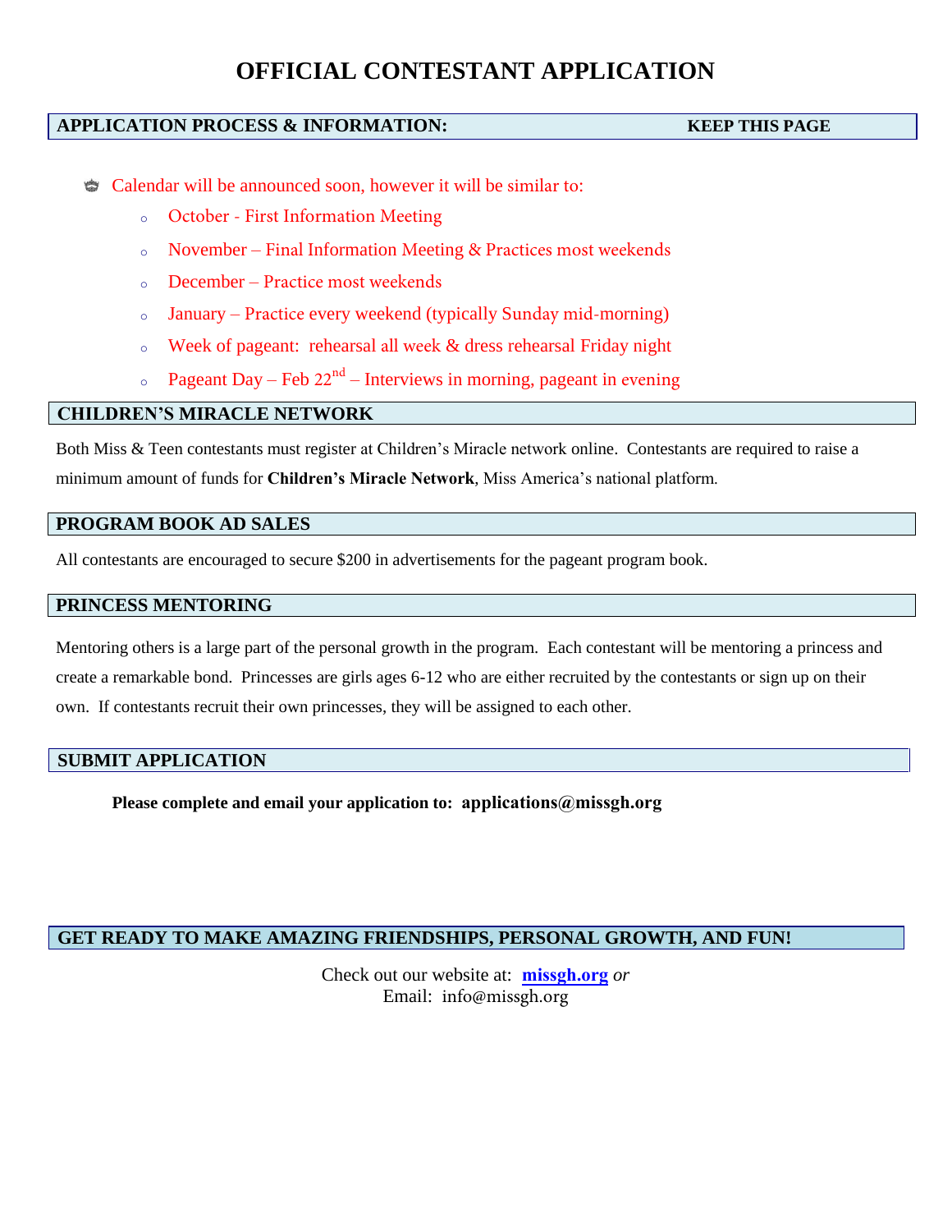# OFFICIAL CONTESTANT APPLICATION

## APPLICATION PROCESS & INFORMATION: KEEP THIS PAGE

- Calendar will be announced soon, however it will be similar to:
  - October - First Information Meeting
  - November – Final Information Meeting & Practices most weekends
  - December – Practice most weekends
  - January – Practice every weekend (typically Sunday mid-morning)
  - Week of pageant: rehearsal all week & dress rehearsal Friday night
  - Pageant Day – Feb 22nd – Interviews in morning, pageant in evening

## CHILDREN'S MIRACLE NETWORK

Both Miss & Teen contestants must register at Children's Miracle network online. Contestants are required to raise a minimum amount of funds for **Children's Miracle Network**, Miss America's national platform.

## PROGRAM BOOK AD SALES

All contestants are encouraged to secure $200 in advertisements for the pageant program book.

## PRINCESS MENTORING

Mentoring others is a large part of the personal growth in the program. Each contestant will be mentoring a princess and create a remarkable bond. Princesses are girls ages 6-12 who are either recruited by the contestants or sign up on their own. If contestants recruit their own princesses, they will be assigned to each other.

## SUBMIT APPLICATION

**Please complete and email your application to: applications@missgh.org**

## GET READY TO MAKE AMAZING FRIENDSHIPS, PERSONAL GROWTH, AND FUN!

Check out our website at: **missgh.org** *or*
Email: info@missgh.org